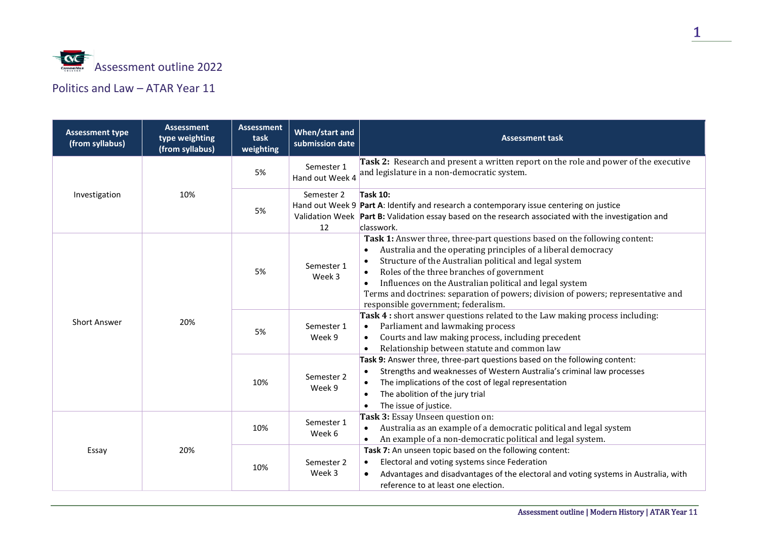# Assessment outline 2022

## Politics and Law – ATAR Year 11

| Assessment type (from syllabus) | Assessment type weighting (from syllabus) | Assessment task weighting | When/start and submission date | Assessment task |
|---|---|---|---|---|
| Investigation | 10% | 5% | Semester 1 Hand out Week 4 | **Task 2:** Research and present a written report on the role and power of the executive and legislature in a non-democratic system. |
| | | 5% | Semester 2 Hand out Week 9 Validation Week 12 | **Task 10:** **Part A**: Identify and research a contemporary issue centering on justice **Part B:** Validation essay based on the research associated with the investigation and classwork. |
| Short Answer | 20% | 5% | Semester 1 Week 3 | **Task 1:** Answer three, three-part questions based on the following content: • Australia and the operating principles of a liberal democracy • Structure of the Australian political and legal system • Roles of the three branches of government • Influences on the Australian political and legal system Terms and doctrines: separation of powers; division of powers; representative and responsible government; federalism. |
| | | 5% | Semester 1 Week 9 | **Task 4 :** short answer questions related to the Law making process including: • Parliament and lawmaking process • Courts and law making process, including precedent • Relationship between statute and common law |
| | | 10% | Semester 2 Week 9 | **Task 9:** Answer three, three-part questions based on the following content: • Strengths and weaknesses of Western Australia's criminal law processes • The implications of the cost of legal representation • The abolition of the jury trial • The issue of justice. |
| Essay | 20% | 10% | Semester 1 Week 6 | **Task 3:** Essay Unseen question on: • Australia as an example of a democratic political and legal system • An example of a non-democratic political and legal system. |
| | | 10% | Semester 2 Week 3 | **Task 7:** An unseen topic based on the following content: • Electoral and voting systems since Federation • Advantages and disadvantages of the electoral and voting systems in Australia, with reference to at least one election. |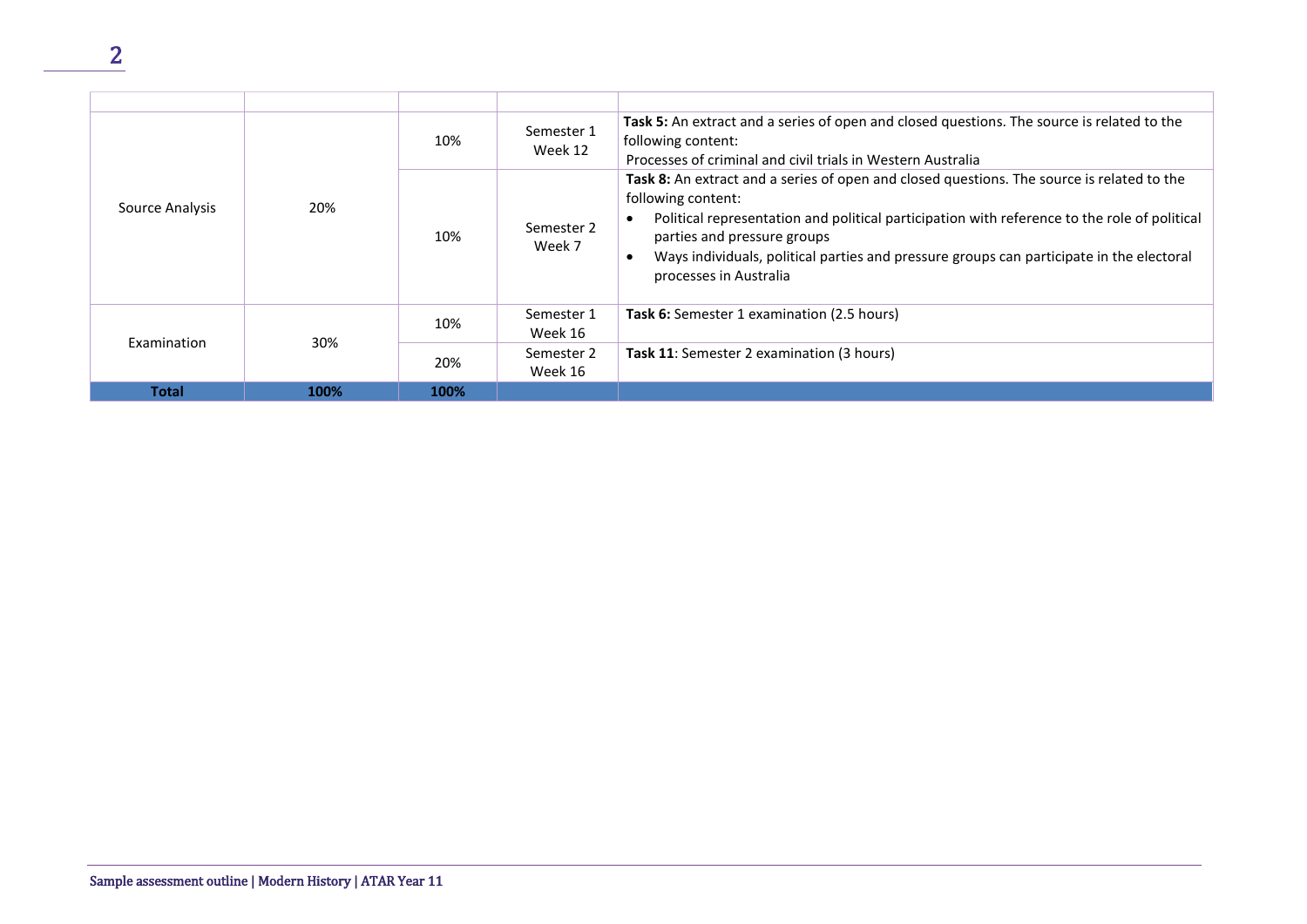| | | | | |
|---|---|---|---|---|
| Source Analysis | 20% | 10% | Semester 1 Week 12 | **Task 5:** An extract and a series of open and closed questions. The source is related to the following content: Processes of criminal and civil trials in Western Australia |
| | | 10% | Semester 2 Week 7 | **Task 8:** An extract and a series of open and closed questions. The source is related to the following content: • Political representation and political participation with reference to the role of political parties and pressure groups • Ways individuals, political parties and pressure groups can participate in the electoral processes in Australia |
| Examination | 30% | 10% | Semester 1 Week 16 | **Task 6:** Semester 1 examination (2.5 hours) |
| | | 20% | Semester 2 Week 16 | **Task 11**: Semester 2 examination (3 hours) |
| **Total** | **100%** | **100%** | | |